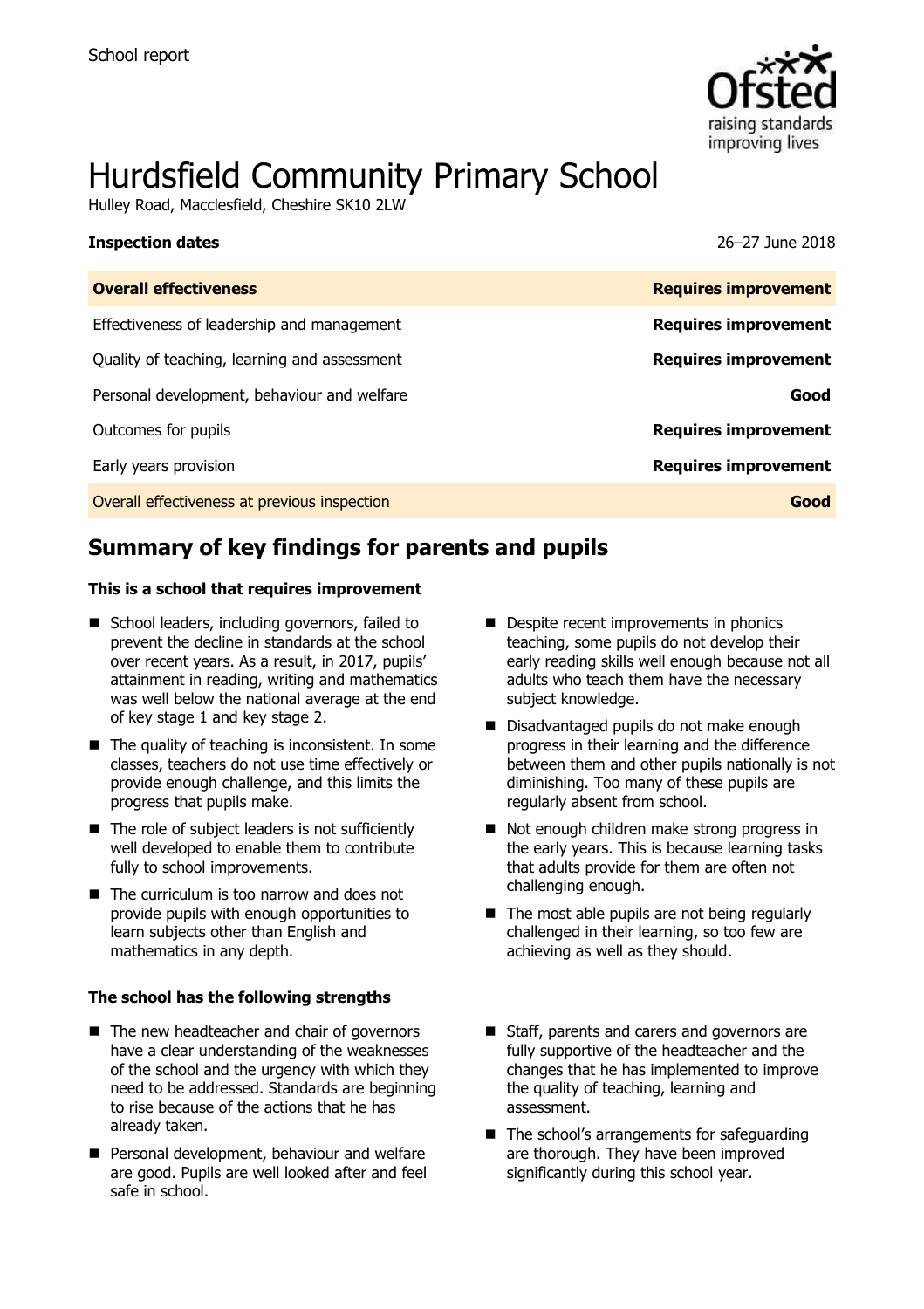School report

# Hurdsfield Community Primary School

Hulley Road, Macclesfield, Cheshire SK10 2LW

**Inspection dates** 26–27 June 2018

| **Overall effectiveness** | **Requires improvement** |
| --- | --- |
| Effectiveness of leadership and management | **Requires improvement** |
| Quality of teaching, learning and assessment | **Requires improvement** |
| Personal development, behaviour and welfare | **Good** |
| Outcomes for pupils | **Requires improvement** |
| Early years provision | **Requires improvement** |
| Overall effectiveness at previous inspection | **Good** |

## Summary of key findings for parents and pupils

**This is a school that requires improvement**

- School leaders, including governors, failed to prevent the decline in standards at the school over recent years. As a result, in 2017, pupils' attainment in reading, writing and mathematics was well below the national average at the end of key stage 1 and key stage 2.
- The quality of teaching is inconsistent. In some classes, teachers do not use time effectively or provide enough challenge, and this limits the progress that pupils make.
- The role of subject leaders is not sufficiently well developed to enable them to contribute fully to school improvements.
- The curriculum is too narrow and does not provide pupils with enough opportunities to learn subjects other than English and mathematics in any depth.
- Despite recent improvements in phonics teaching, some pupils do not develop their early reading skills well enough because not all adults who teach them have the necessary subject knowledge.
- Disadvantaged pupils do not make enough progress in their learning and the difference between them and other pupils nationally is not diminishing. Too many of these pupils are regularly absent from school.
- Not enough children make strong progress in the early years. This is because learning tasks that adults provide for them are often not challenging enough.
- The most able pupils are not being regularly challenged in their learning, so too few are achieving as well as they should.

**The school has the following strengths**

- The new headteacher and chair of governors have a clear understanding of the weaknesses of the school and the urgency with which they need to be addressed. Standards are beginning to rise because of the actions that he has already taken.
- Personal development, behaviour and welfare are good. Pupils are well looked after and feel safe in school.
- Staff, parents and carers and governors are fully supportive of the headteacher and the changes that he has implemented to improve the quality of teaching, learning and assessment.
- The school's arrangements for safeguarding are thorough. They have been improved significantly during this school year.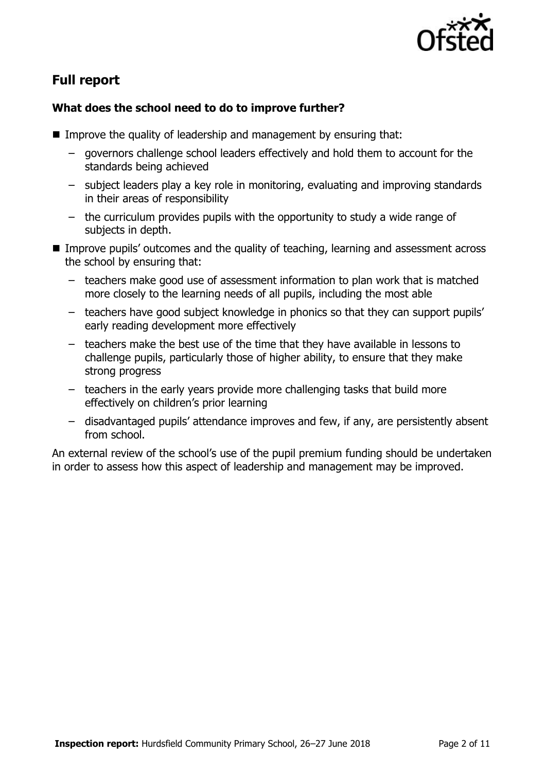## Full report

### What does the school need to do to improve further?

- Improve the quality of leadership and management by ensuring that:
  - governors challenge school leaders effectively and hold them to account for the standards being achieved
  - subject leaders play a key role in monitoring, evaluating and improving standards in their areas of responsibility
  - the curriculum provides pupils with the opportunity to study a wide range of subjects in depth.
- Improve pupils' outcomes and the quality of teaching, learning and assessment across the school by ensuring that:
  - teachers make good use of assessment information to plan work that is matched more closely to the learning needs of all pupils, including the most able
  - teachers have good subject knowledge in phonics so that they can support pupils' early reading development more effectively
  - teachers make the best use of the time that they have available in lessons to challenge pupils, particularly those of higher ability, to ensure that they make strong progress
  - teachers in the early years provide more challenging tasks that build more effectively on children's prior learning
  - disadvantaged pupils' attendance improves and few, if any, are persistently absent from school.

An external review of the school's use of the pupil premium funding should be undertaken in order to assess how this aspect of leadership and management may be improved.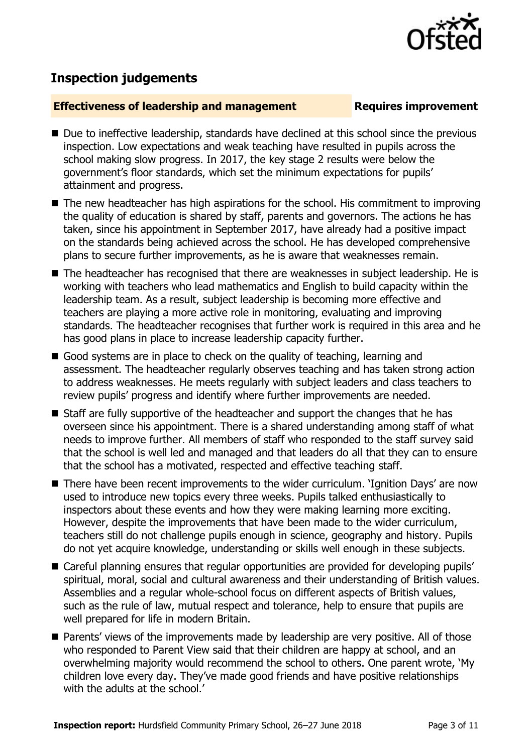## Inspection judgements

**Effectiveness of leadership and management** **Requires improvement**

- Due to ineffective leadership, standards have declined at this school since the previous inspection. Low expectations and weak teaching have resulted in pupils across the school making slow progress. In 2017, the key stage 2 results were below the government's floor standards, which set the minimum expectations for pupils' attainment and progress.
- The new headteacher has high aspirations for the school. His commitment to improving the quality of education is shared by staff, parents and governors. The actions he has taken, since his appointment in September 2017, have already had a positive impact on the standards being achieved across the school. He has developed comprehensive plans to secure further improvements, as he is aware that weaknesses remain.
- The headteacher has recognised that there are weaknesses in subject leadership. He is working with teachers who lead mathematics and English to build capacity within the leadership team. As a result, subject leadership is becoming more effective and teachers are playing a more active role in monitoring, evaluating and improving standards. The headteacher recognises that further work is required in this area and he has good plans in place to increase leadership capacity further.
- Good systems are in place to check on the quality of teaching, learning and assessment. The headteacher regularly observes teaching and has taken strong action to address weaknesses. He meets regularly with subject leaders and class teachers to review pupils' progress and identify where further improvements are needed.
- Staff are fully supportive of the headteacher and support the changes that he has overseen since his appointment. There is a shared understanding among staff of what needs to improve further. All members of staff who responded to the staff survey said that the school is well led and managed and that leaders do all that they can to ensure that the school has a motivated, respected and effective teaching staff.
- There have been recent improvements to the wider curriculum. 'Ignition Days' are now used to introduce new topics every three weeks. Pupils talked enthusiastically to inspectors about these events and how they were making learning more exciting. However, despite the improvements that have been made to the wider curriculum, teachers still do not challenge pupils enough in science, geography and history. Pupils do not yet acquire knowledge, understanding or skills well enough in these subjects.
- Careful planning ensures that regular opportunities are provided for developing pupils' spiritual, moral, social and cultural awareness and their understanding of British values. Assemblies and a regular whole-school focus on different aspects of British values, such as the rule of law, mutual respect and tolerance, help to ensure that pupils are well prepared for life in modern Britain.
- Parents' views of the improvements made by leadership are very positive. All of those who responded to Parent View said that their children are happy at school, and an overwhelming majority would recommend the school to others. One parent wrote, 'My children love every day. They've made good friends and have positive relationships with the adults at the school.'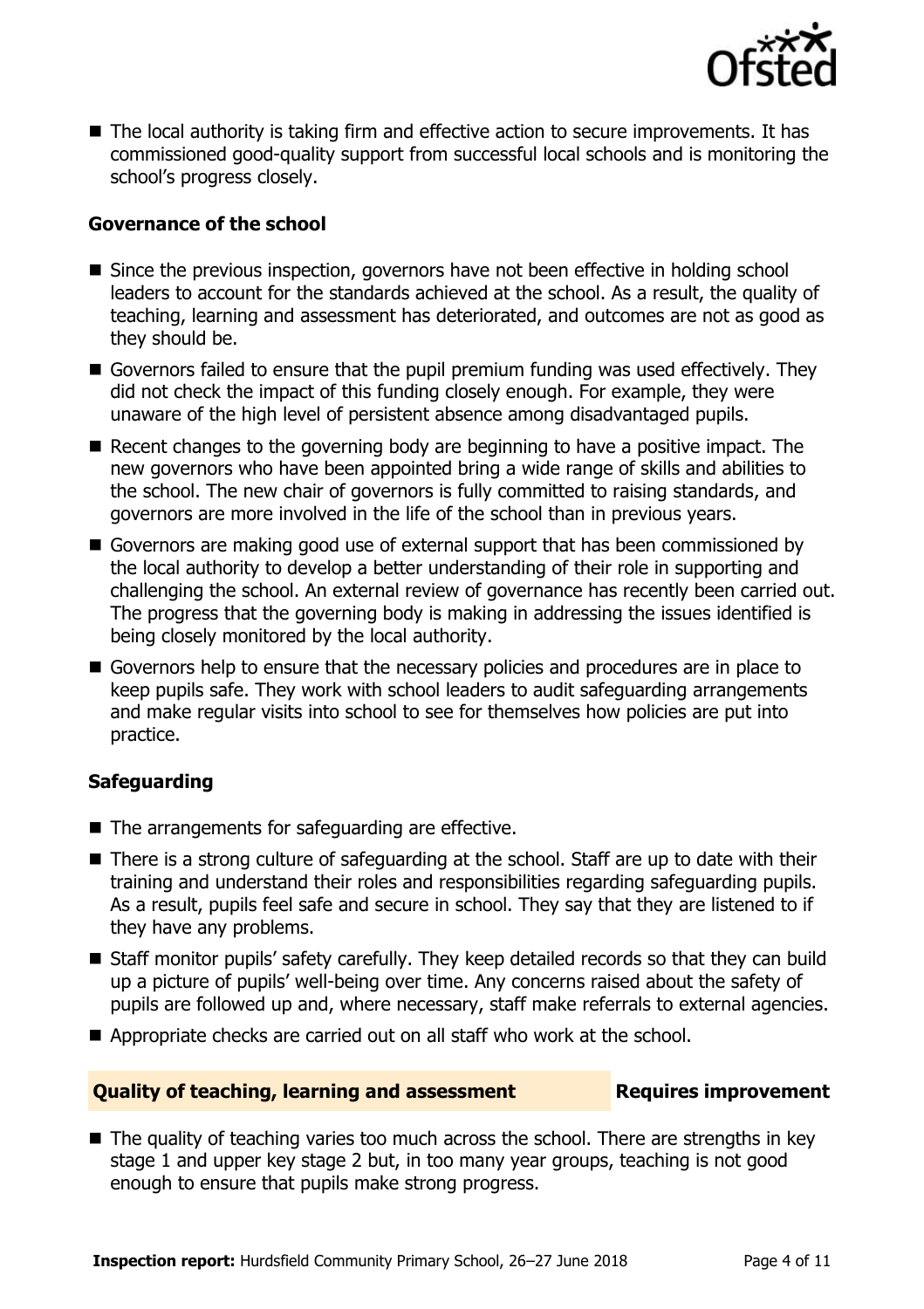- The local authority is taking firm and effective action to secure improvements. It has commissioned good-quality support from successful local schools and is monitoring the school's progress closely.

### Governance of the school

- Since the previous inspection, governors have not been effective in holding school leaders to account for the standards achieved at the school. As a result, the quality of teaching, learning and assessment has deteriorated, and outcomes are not as good as they should be.
- Governors failed to ensure that the pupil premium funding was used effectively. They did not check the impact of this funding closely enough. For example, they were unaware of the high level of persistent absence among disadvantaged pupils.
- Recent changes to the governing body are beginning to have a positive impact. The new governors who have been appointed bring a wide range of skills and abilities to the school. The new chair of governors is fully committed to raising standards, and governors are more involved in the life of the school than in previous years.
- Governors are making good use of external support that has been commissioned by the local authority to develop a better understanding of their role in supporting and challenging the school. An external review of governance has recently been carried out. The progress that the governing body is making in addressing the issues identified is being closely monitored by the local authority.
- Governors help to ensure that the necessary policies and procedures are in place to keep pupils safe. They work with school leaders to audit safeguarding arrangements and make regular visits into school to see for themselves how policies are put into practice.

### Safeguarding

- The arrangements for safeguarding are effective.
- There is a strong culture of safeguarding at the school. Staff are up to date with their training and understand their roles and responsibilities regarding safeguarding pupils. As a result, pupils feel safe and secure in school. They say that they are listened to if they have any problems.
- Staff monitor pupils' safety carefully. They keep detailed records so that they can build up a picture of pupils' well-being over time. Any concerns raised about the safety of pupils are followed up and, where necessary, staff make referrals to external agencies.
- Appropriate checks are carried out on all staff who work at the school.

## Quality of teaching, learning and assessment — Requires improvement

- The quality of teaching varies too much across the school. There are strengths in key stage 1 and upper key stage 2 but, in too many year groups, teaching is not good enough to ensure that pupils make strong progress.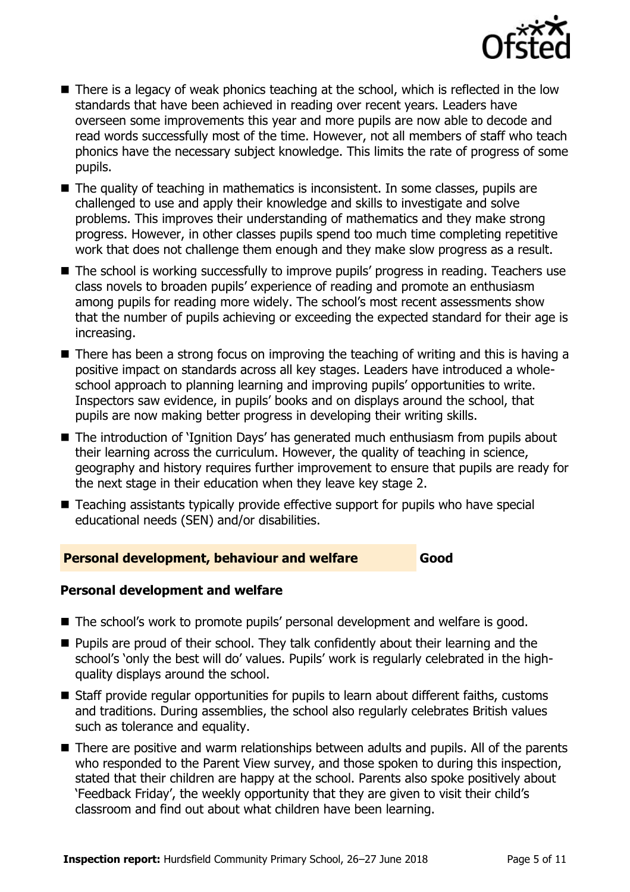- There is a legacy of weak phonics teaching at the school, which is reflected in the low standards that have been achieved in reading over recent years. Leaders have overseen some improvements this year and more pupils are now able to decode and read words successfully most of the time. However, not all members of staff who teach phonics have the necessary subject knowledge. This limits the rate of progress of some pupils.
- The quality of teaching in mathematics is inconsistent. In some classes, pupils are challenged to use and apply their knowledge and skills to investigate and solve problems. This improves their understanding of mathematics and they make strong progress. However, in other classes pupils spend too much time completing repetitive work that does not challenge them enough and they make slow progress as a result.
- The school is working successfully to improve pupils' progress in reading. Teachers use class novels to broaden pupils' experience of reading and promote an enthusiasm among pupils for reading more widely. The school's most recent assessments show that the number of pupils achieving or exceeding the expected standard for their age is increasing.
- There has been a strong focus on improving the teaching of writing and this is having a positive impact on standards across all key stages. Leaders have introduced a whole-school approach to planning learning and improving pupils' opportunities to write. Inspectors saw evidence, in pupils' books and on displays around the school, that pupils are now making better progress in developing their writing skills.
- The introduction of 'Ignition Days' has generated much enthusiasm from pupils about their learning across the curriculum. However, the quality of teaching in science, geography and history requires further improvement to ensure that pupils are ready for the next stage in their education when they leave key stage 2.
- Teaching assistants typically provide effective support for pupils who have special educational needs (SEN) and/or disabilities.

## Personal development, behaviour and welfare — Good

### Personal development and welfare

- The school's work to promote pupils' personal development and welfare is good.
- Pupils are proud of their school. They talk confidently about their learning and the school's 'only the best will do' values. Pupils' work is regularly celebrated in the high-quality displays around the school.
- Staff provide regular opportunities for pupils to learn about different faiths, customs and traditions. During assemblies, the school also regularly celebrates British values such as tolerance and equality.
- There are positive and warm relationships between adults and pupils. All of the parents who responded to the Parent View survey, and those spoken to during this inspection, stated that their children are happy at the school. Parents also spoke positively about 'Feedback Friday', the weekly opportunity that they are given to visit their child's classroom and find out about what children have been learning.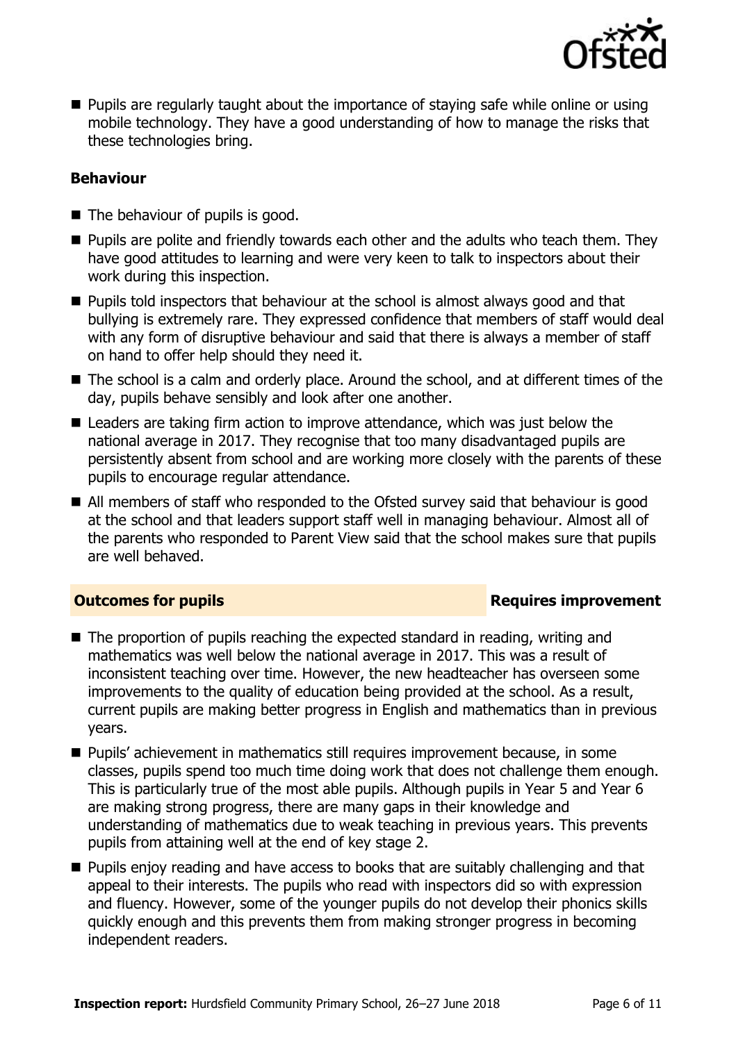- Pupils are regularly taught about the importance of staying safe while online or using mobile technology. They have a good understanding of how to manage the risks that these technologies bring.

### Behaviour

- The behaviour of pupils is good.
- Pupils are polite and friendly towards each other and the adults who teach them. They have good attitudes to learning and were very keen to talk to inspectors about their work during this inspection.
- Pupils told inspectors that behaviour at the school is almost always good and that bullying is extremely rare. They expressed confidence that members of staff would deal with any form of disruptive behaviour and said that there is always a member of staff on hand to offer help should they need it.
- The school is a calm and orderly place. Around the school, and at different times of the day, pupils behave sensibly and look after one another.
- Leaders are taking firm action to improve attendance, which was just below the national average in 2017. They recognise that too many disadvantaged pupils are persistently absent from school and are working more closely with the parents of these pupils to encourage regular attendance.
- All members of staff who responded to the Ofsted survey said that behaviour is good at the school and that leaders support staff well in managing behaviour. Almost all of the parents who responded to Parent View said that the school makes sure that pupils are well behaved.

## Outcomes for pupils — Requires improvement

- The proportion of pupils reaching the expected standard in reading, writing and mathematics was well below the national average in 2017. This was a result of inconsistent teaching over time. However, the new headteacher has overseen some improvements to the quality of education being provided at the school. As a result, current pupils are making better progress in English and mathematics than in previous years.
- Pupils' achievement in mathematics still requires improvement because, in some classes, pupils spend too much time doing work that does not challenge them enough. This is particularly true of the most able pupils. Although pupils in Year 5 and Year 6 are making strong progress, there are many gaps in their knowledge and understanding of mathematics due to weak teaching in previous years. This prevents pupils from attaining well at the end of key stage 2.
- Pupils enjoy reading and have access to books that are suitably challenging and that appeal to their interests. The pupils who read with inspectors did so with expression and fluency. However, some of the younger pupils do not develop their phonics skills quickly enough and this prevents them from making stronger progress in becoming independent readers.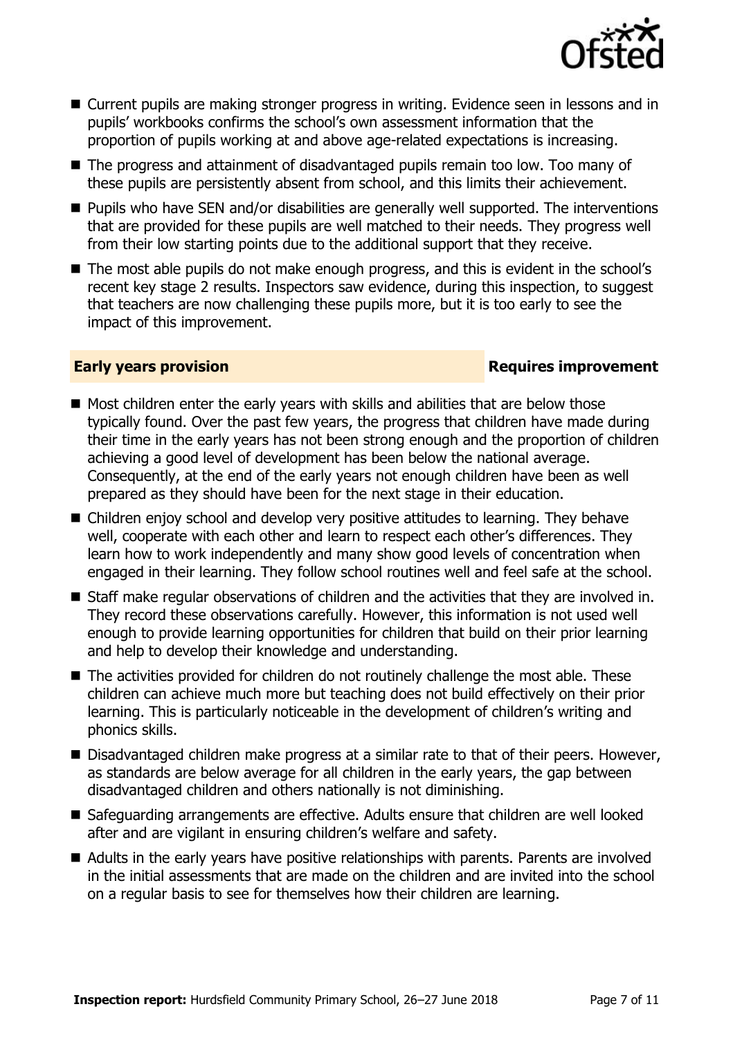- Current pupils are making stronger progress in writing. Evidence seen in lessons and in pupils' workbooks confirms the school's own assessment information that the proportion of pupils working at and above age-related expectations is increasing.
- The progress and attainment of disadvantaged pupils remain too low. Too many of these pupils are persistently absent from school, and this limits their achievement.
- Pupils who have SEN and/or disabilities are generally well supported. The interventions that are provided for these pupils are well matched to their needs. They progress well from their low starting points due to the additional support that they receive.
- The most able pupils do not make enough progress, and this is evident in the school's recent key stage 2 results. Inspectors saw evidence, during this inspection, to suggest that teachers are now challenging these pupils more, but it is too early to see the impact of this improvement.

## Early years provision — Requires improvement

- Most children enter the early years with skills and abilities that are below those typically found. Over the past few years, the progress that children have made during their time in the early years has not been strong enough and the proportion of children achieving a good level of development has been below the national average. Consequently, at the end of the early years not enough children have been as well prepared as they should have been for the next stage in their education.
- Children enjoy school and develop very positive attitudes to learning. They behave well, cooperate with each other and learn to respect each other's differences. They learn how to work independently and many show good levels of concentration when engaged in their learning. They follow school routines well and feel safe at the school.
- Staff make regular observations of children and the activities that they are involved in. They record these observations carefully. However, this information is not used well enough to provide learning opportunities for children that build on their prior learning and help to develop their knowledge and understanding.
- The activities provided for children do not routinely challenge the most able. These children can achieve much more but teaching does not build effectively on their prior learning. This is particularly noticeable in the development of children's writing and phonics skills.
- Disadvantaged children make progress at a similar rate to that of their peers. However, as standards are below average for all children in the early years, the gap between disadvantaged children and others nationally is not diminishing.
- Safeguarding arrangements are effective. Adults ensure that children are well looked after and are vigilant in ensuring children's welfare and safety.
- Adults in the early years have positive relationships with parents. Parents are involved in the initial assessments that are made on the children and are invited into the school on a regular basis to see for themselves how their children are learning.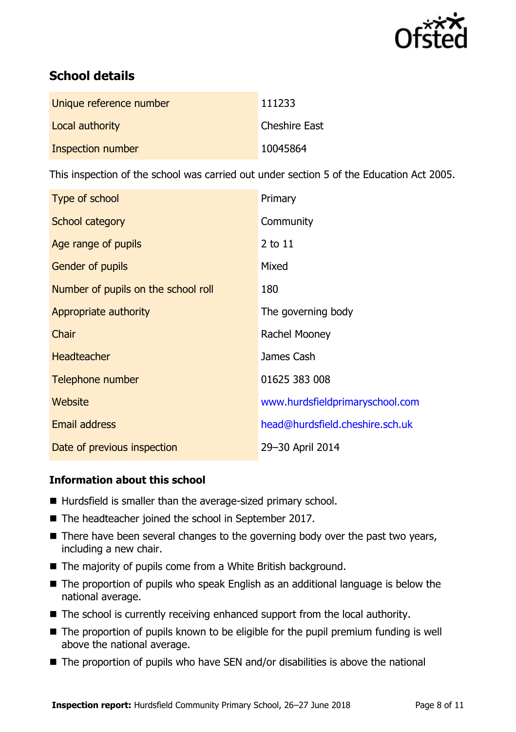## School details

| | |
|---|---|
| Unique reference number | 111233 |
| Local authority | Cheshire East |
| Inspection number | 10045864 |

This inspection of the school was carried out under section 5 of the Education Act 2005.

| | |
|---|---|
| Type of school | Primary |
| School category | Community |
| Age range of pupils | 2 to 11 |
| Gender of pupils | Mixed |
| Number of pupils on the school roll | 180 |
| Appropriate authority | The governing body |
| Chair | Rachel Mooney |
| Headteacher | James Cash |
| Telephone number | 01625 383 008 |
| Website | www.hurdsfieldprimaryschool.com |
| Email address | head@hurdsfield.cheshire.sch.uk |
| Date of previous inspection | 29–30 April 2014 |

### Information about this school

- Hurdsfield is smaller than the average-sized primary school.
- The headteacher joined the school in September 2017.
- There have been several changes to the governing body over the past two years, including a new chair.
- The majority of pupils come from a White British background.
- The proportion of pupils who speak English as an additional language is below the national average.
- The school is currently receiving enhanced support from the local authority.
- The proportion of pupils known to be eligible for the pupil premium funding is well above the national average.
- The proportion of pupils who have SEN and/or disabilities is above the national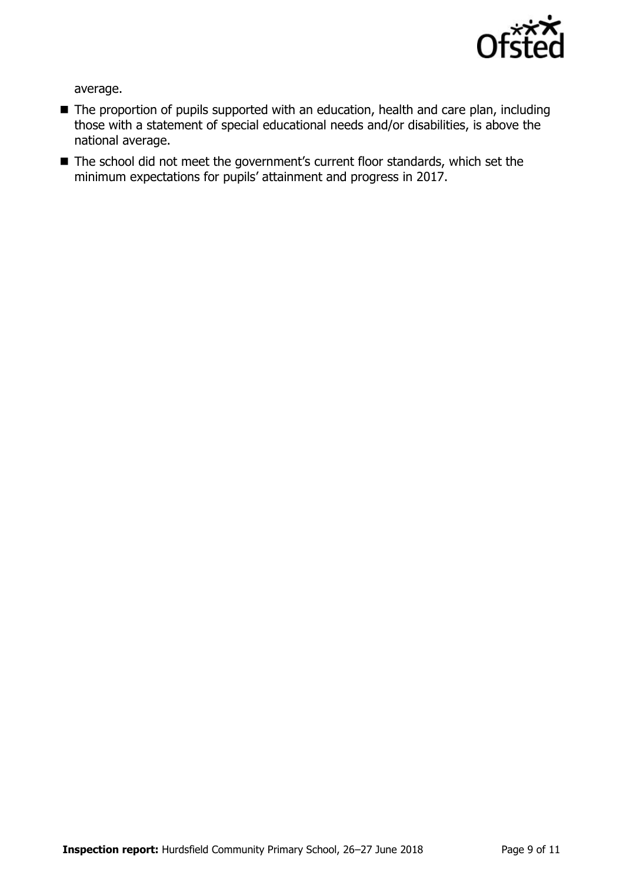average.

- The proportion of pupils supported with an education, health and care plan, including those with a statement of special educational needs and/or disabilities, is above the national average.
- The school did not meet the government's current floor standards, which set the minimum expectations for pupils' attainment and progress in 2017.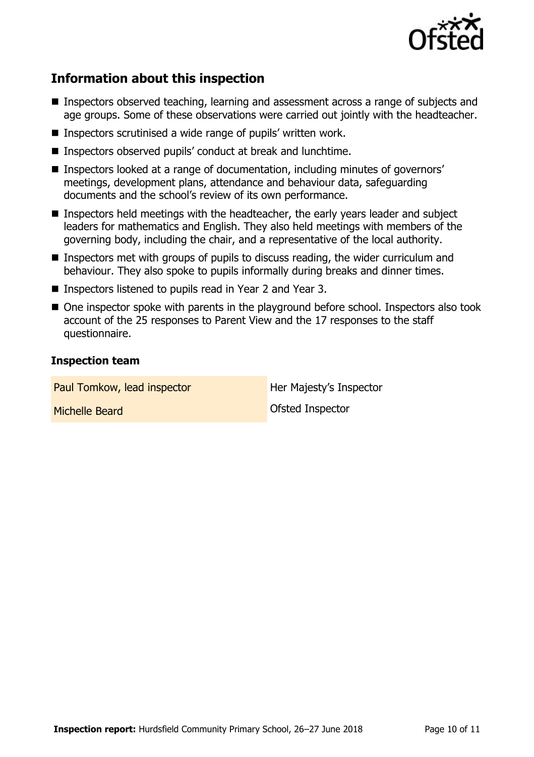## Information about this inspection

- Inspectors observed teaching, learning and assessment across a range of subjects and age groups. Some of these observations were carried out jointly with the headteacher.
- Inspectors scrutinised a wide range of pupils' written work.
- Inspectors observed pupils' conduct at break and lunchtime.
- Inspectors looked at a range of documentation, including minutes of governors' meetings, development plans, attendance and behaviour data, safeguarding documents and the school's review of its own performance.
- Inspectors held meetings with the headteacher, the early years leader and subject leaders for mathematics and English. They also held meetings with members of the governing body, including the chair, and a representative of the local authority.
- Inspectors met with groups of pupils to discuss reading, the wider curriculum and behaviour. They also spoke to pupils informally during breaks and dinner times.
- Inspectors listened to pupils read in Year 2 and Year 3.
- One inspector spoke with parents in the playground before school. Inspectors also took account of the 25 responses to Parent View and the 17 responses to the staff questionnaire.

### Inspection team

| | |
|---|---|
| Paul Tomkow, lead inspector | Her Majesty's Inspector |
| Michelle Beard | Ofsted Inspector |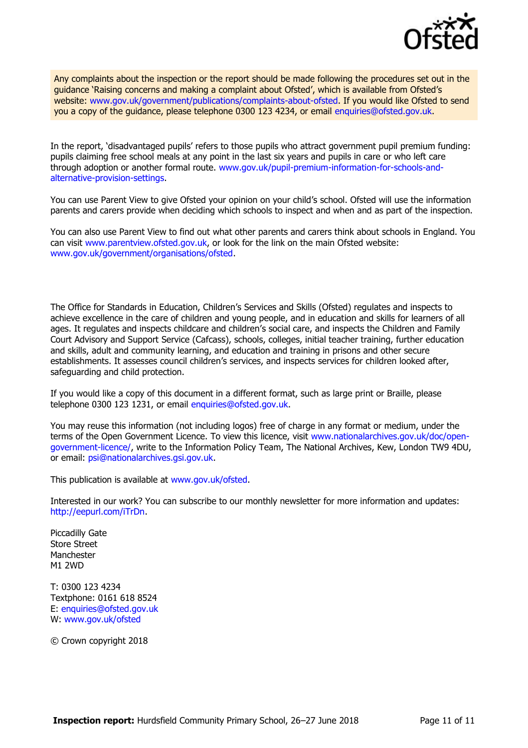Any complaints about the inspection or the report should be made following the procedures set out in the guidance 'Raising concerns and making a complaint about Ofsted', which is available from Ofsted's website: www.gov.uk/government/publications/complaints-about-ofsted. If you would like Ofsted to send you a copy of the guidance, please telephone 0300 123 4234, or email enquiries@ofsted.gov.uk.

In the report, 'disadvantaged pupils' refers to those pupils who attract government pupil premium funding: pupils claiming free school meals at any point in the last six years and pupils in care or who left care through adoption or another formal route. www.gov.uk/pupil-premium-information-for-schools-and-alternative-provision-settings.

You can use Parent View to give Ofsted your opinion on your child's school. Ofsted will use the information parents and carers provide when deciding which schools to inspect and when and as part of the inspection.

You can also use Parent View to find out what other parents and carers think about schools in England. You can visit www.parentview.ofsted.gov.uk, or look for the link on the main Ofsted website: www.gov.uk/government/organisations/ofsted.

The Office for Standards in Education, Children's Services and Skills (Ofsted) regulates and inspects to achieve excellence in the care of children and young people, and in education and skills for learners of all ages. It regulates and inspects childcare and children's social care, and inspects the Children and Family Court Advisory and Support Service (Cafcass), schools, colleges, initial teacher training, further education and skills, adult and community learning, and education and training in prisons and other secure establishments. It assesses council children's services, and inspects services for children looked after, safeguarding and child protection.

If you would like a copy of this document in a different format, such as large print or Braille, please telephone 0300 123 1231, or email enquiries@ofsted.gov.uk.

You may reuse this information (not including logos) free of charge in any format or medium, under the terms of the Open Government Licence. To view this licence, visit www.nationalarchives.gov.uk/doc/open-government-licence/, write to the Information Policy Team, The National Archives, Kew, London TW9 4DU, or email: psi@nationalarchives.gsi.gov.uk.

This publication is available at www.gov.uk/ofsted.

Interested in our work? You can subscribe to our monthly newsletter for more information and updates: http://eepurl.com/iTrDn.

Piccadilly Gate  
Store Street  
Manchester  
M1 2WD

T: 0300 123 4234  
Textphone: 0161 618 8524  
E: enquiries@ofsted.gov.uk  
W: www.gov.uk/ofsted

© Crown copyright 2018